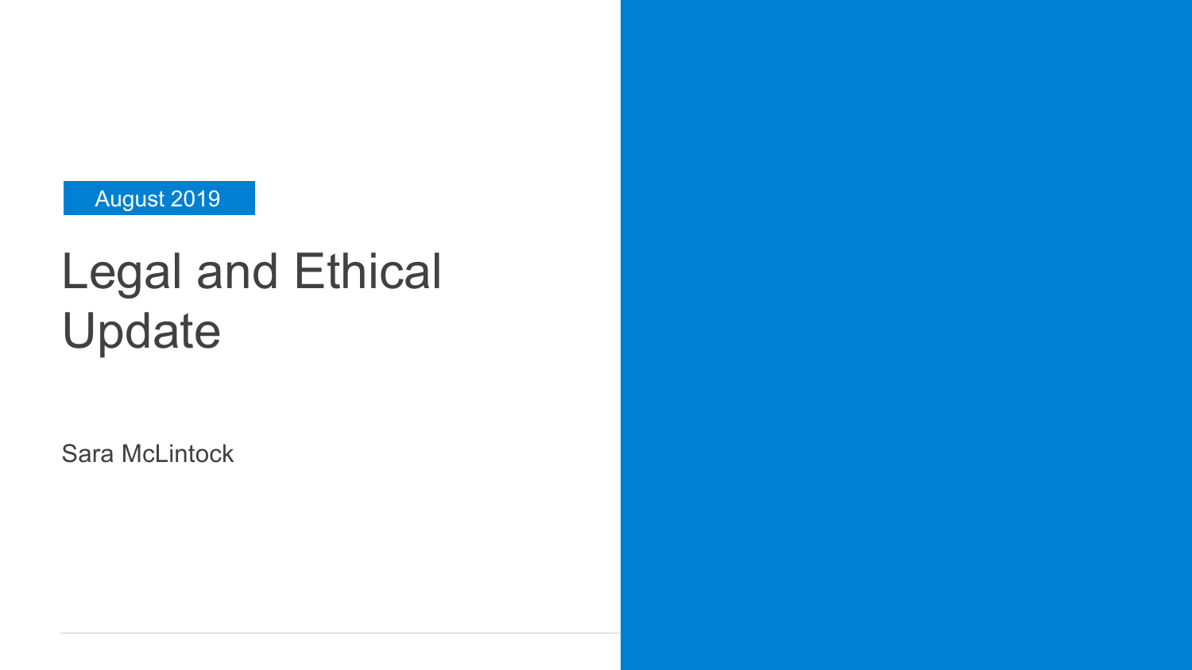August 2019

# Legal and Ethical Update

Sara McLintock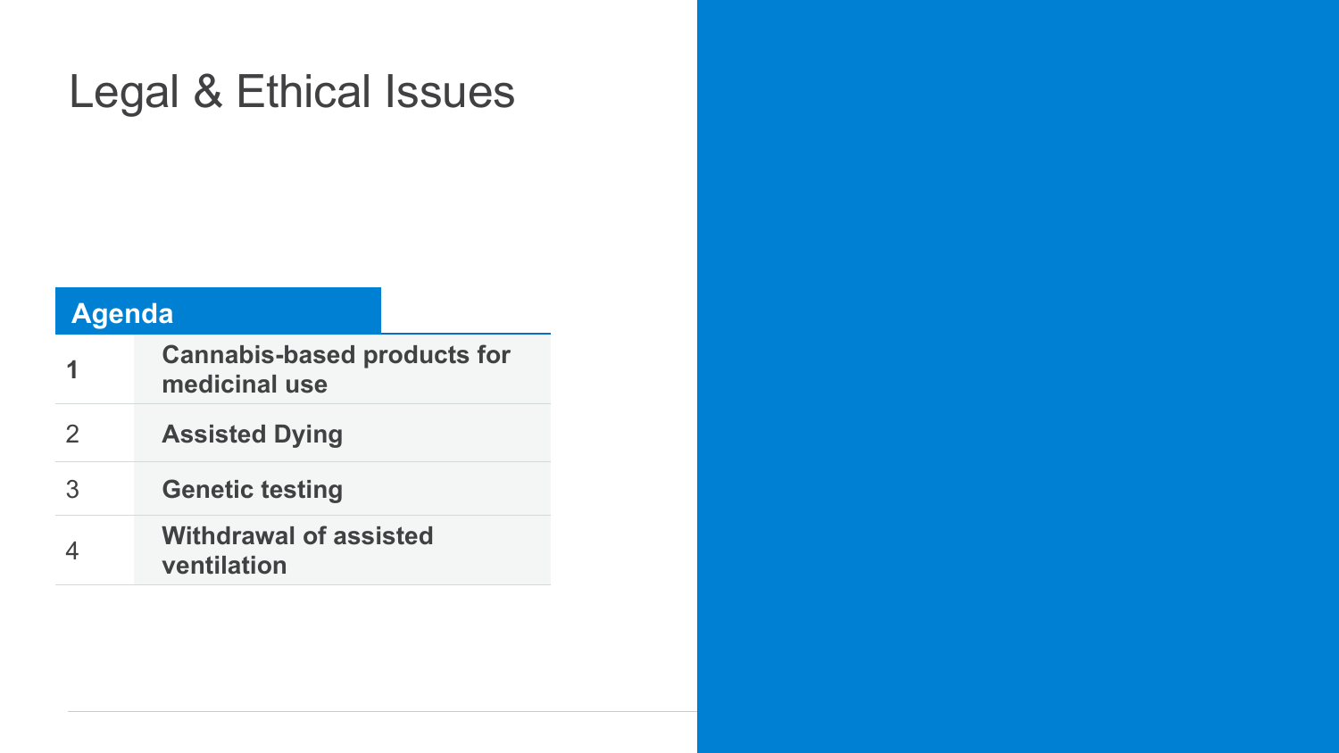# Legal & Ethical Issues

| Agenda | |
|---|---|
| **1** | **Cannabis-based products for medicinal use** |
| 2 | **Assisted Dying** |
| 3 | **Genetic testing** |
| 4 | **Withdrawal of assisted ventilation** |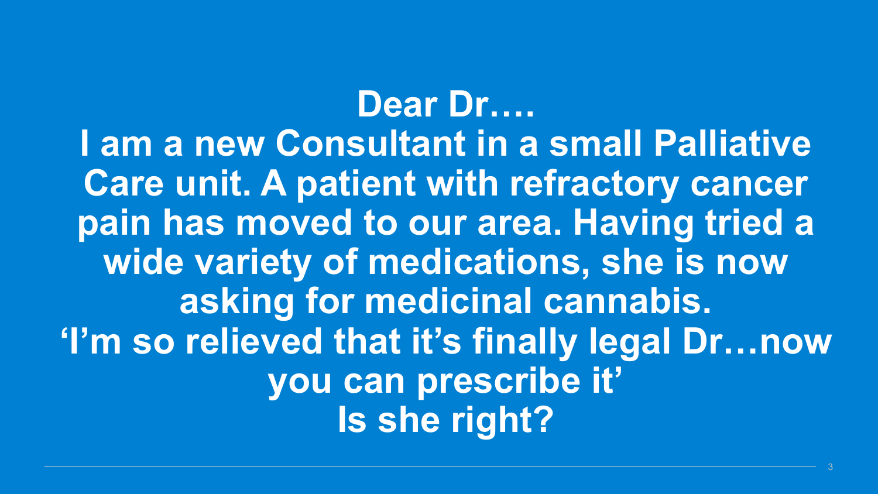**Dear Dr….**

**I am a new Consultant in a small Palliative Care unit. A patient with refractory cancer pain has moved to our area. Having tried a wide variety of medications, she is now asking for medicinal cannabis.**

**'I'm so relieved that it's finally legal Dr…now you can prescribe it'**

**Is she right?**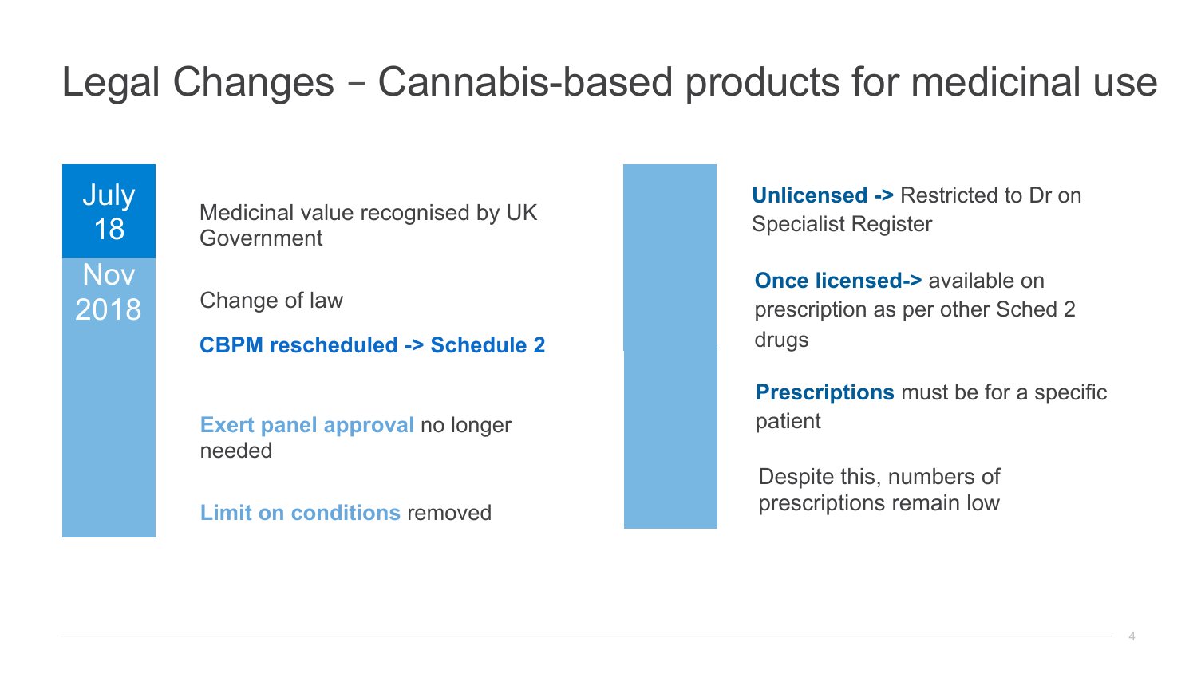# Legal Changes – Cannabis-based products for medicinal use

**July 18**

Medicinal value recognised by UK Government

**Nov 2018**

Change of law

**CBPM rescheduled -> Schedule 2**

**Exert panel approval** no longer needed

**Limit on conditions** removed

**Unlicensed ->** Restricted to Dr on Specialist Register

**Once licensed->** available on prescription as per other Sched 2 drugs

**Prescriptions** must be for a specific patient

Despite this, numbers of prescriptions remain low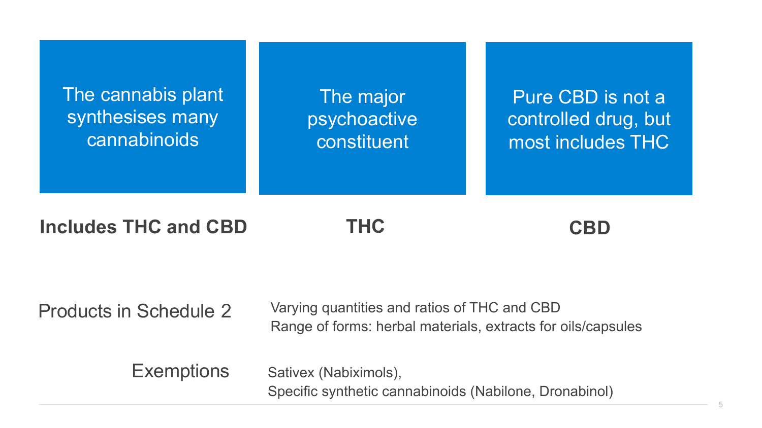| The cannabis plant synthesises many cannabinoids | The major psychoactive constituent | Pure CBD is not a controlled drug, but most includes THC |
| --- | --- | --- |
| **Includes THC and CBD** | **THC** | **CBD** |

**Products in Schedule 2**

Varying quantities and ratios of THC and CBD
Range of forms: herbal materials, extracts for oils/capsules

**Exemptions**

Sativex (Nabiximols),
Specific synthetic cannabinoids (Nabilone, Dronabinol)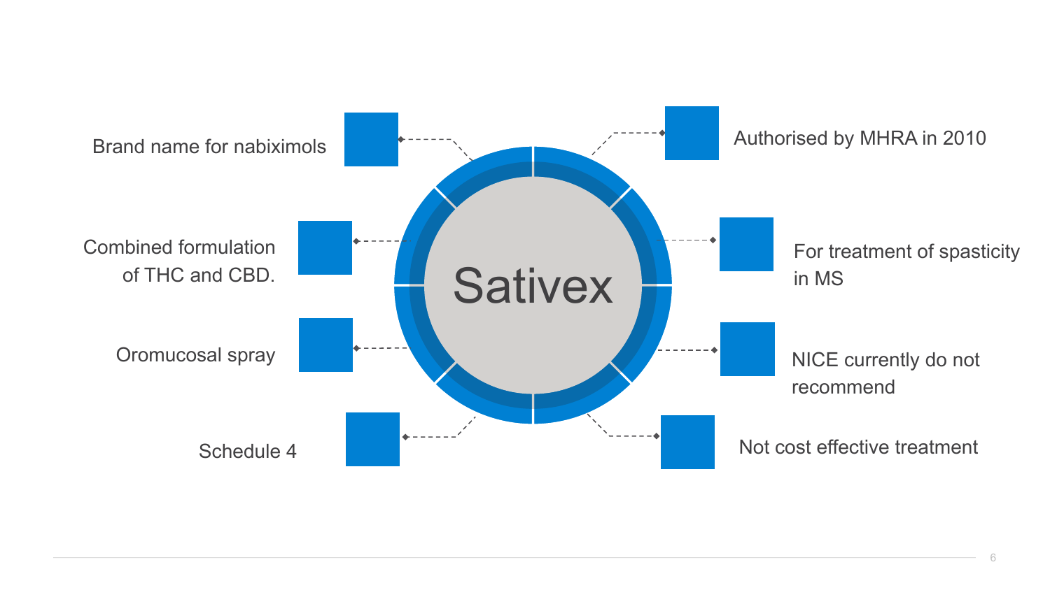# Sativex

- Brand name for nabiximols
- Combined formulation of THC and CBD.
- Oromucosal spray
- Schedule 4
- Authorised by MHRA in 2010
- For treatment of spasticity in MS
- NICE currently do not recommend
- Not cost effective treatment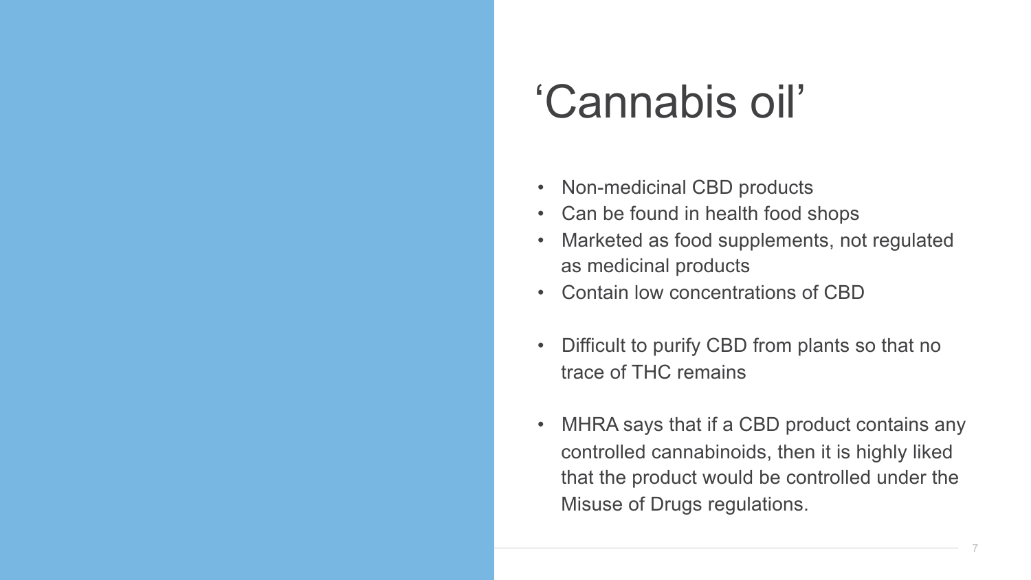# ‘Cannabis oil’

- Non-medicinal CBD products
- Can be found in health food shops
- Marketed as food supplements, not regulated as medicinal products
- Contain low concentrations of CBD

- Difficult to purify CBD from plants so that no trace of THC remains

- MHRA says that if a CBD product contains any controlled cannabinoids, then it is highly liked that the product would be controlled under the Misuse of Drugs regulations.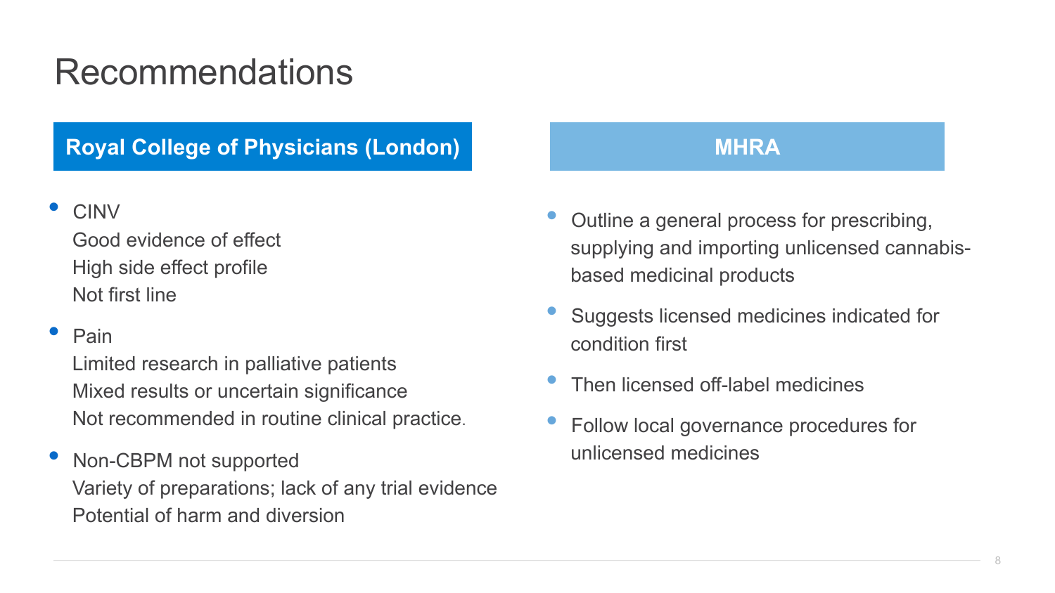# Recommendations

## Royal College of Physicians (London)

- CINV
  Good evidence of effect
  High side effect profile
  Not first line
- Pain
  Limited research in palliative patients
  Mixed results or uncertain significance
  Not recommended in routine clinical practice.
- Non-CBPM not supported
  Variety of preparations; lack of any trial evidence
  Potential of harm and diversion

## MHRA

- Outline a general process for prescribing, supplying and importing unlicensed cannabis-based medicinal products
- Suggests licensed medicines indicated for condition first
- Then licensed off-label medicines
- Follow local governance procedures for unlicensed medicines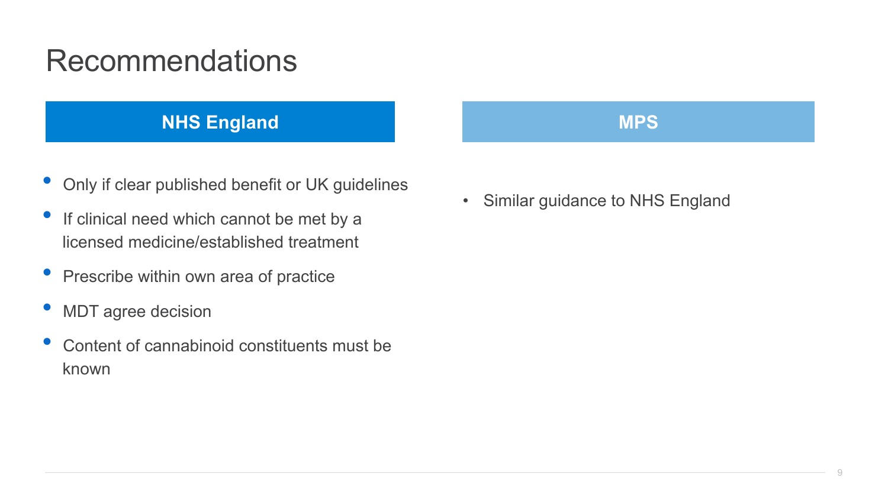# Recommendations

## NHS England

- Only if clear published benefit or UK guidelines
- If clinical need which cannot be met by a licensed medicine/established treatment
- Prescribe within own area of practice
- MDT agree decision
- Content of cannabinoid constituents must be known

## MPS

- Similar guidance to NHS England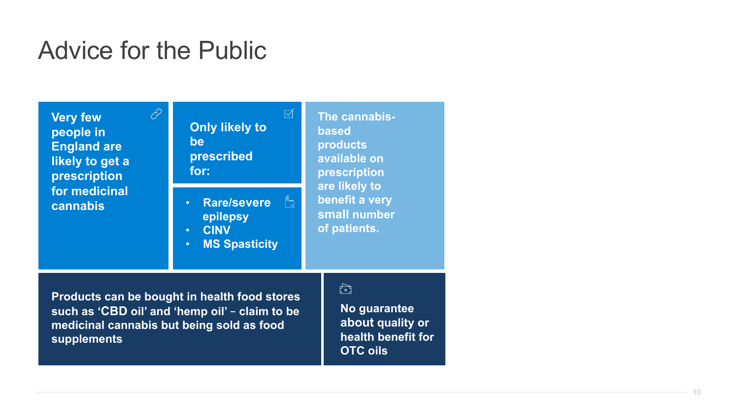# Advice for the Public

**Very few people in England are likely to get a prescription for medicinal cannabis**

**Only likely to be prescribed for:**

- **Rare/severe epilepsy**
- **CINV**
- **MS Spasticity**

**The cannabis-based products available on prescription are likely to benefit a very small number of patients.**

**Products can be bought in health food stores such as 'CBD oil' and 'hemp oil' – claim to be medicinal cannabis but being sold as food supplements**

**No guarantee about quality or health benefit for OTC oils**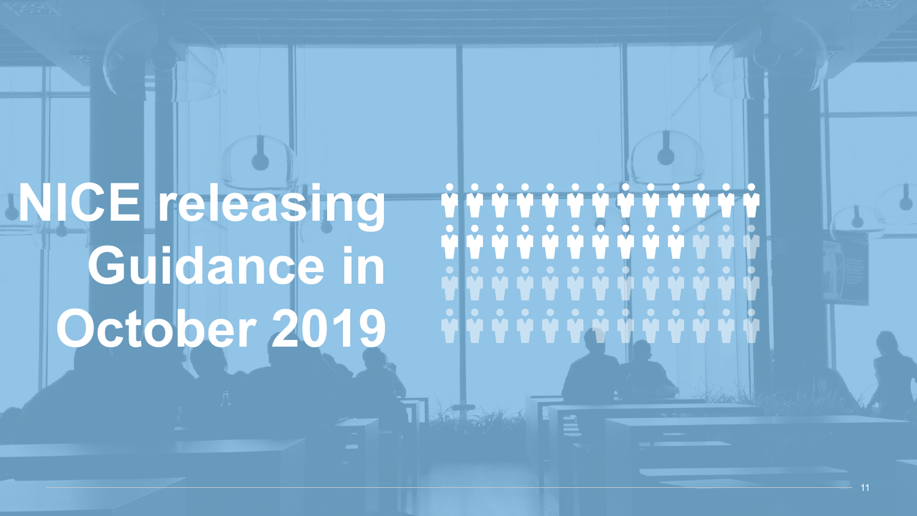# NICE releasing Guidance in October 2019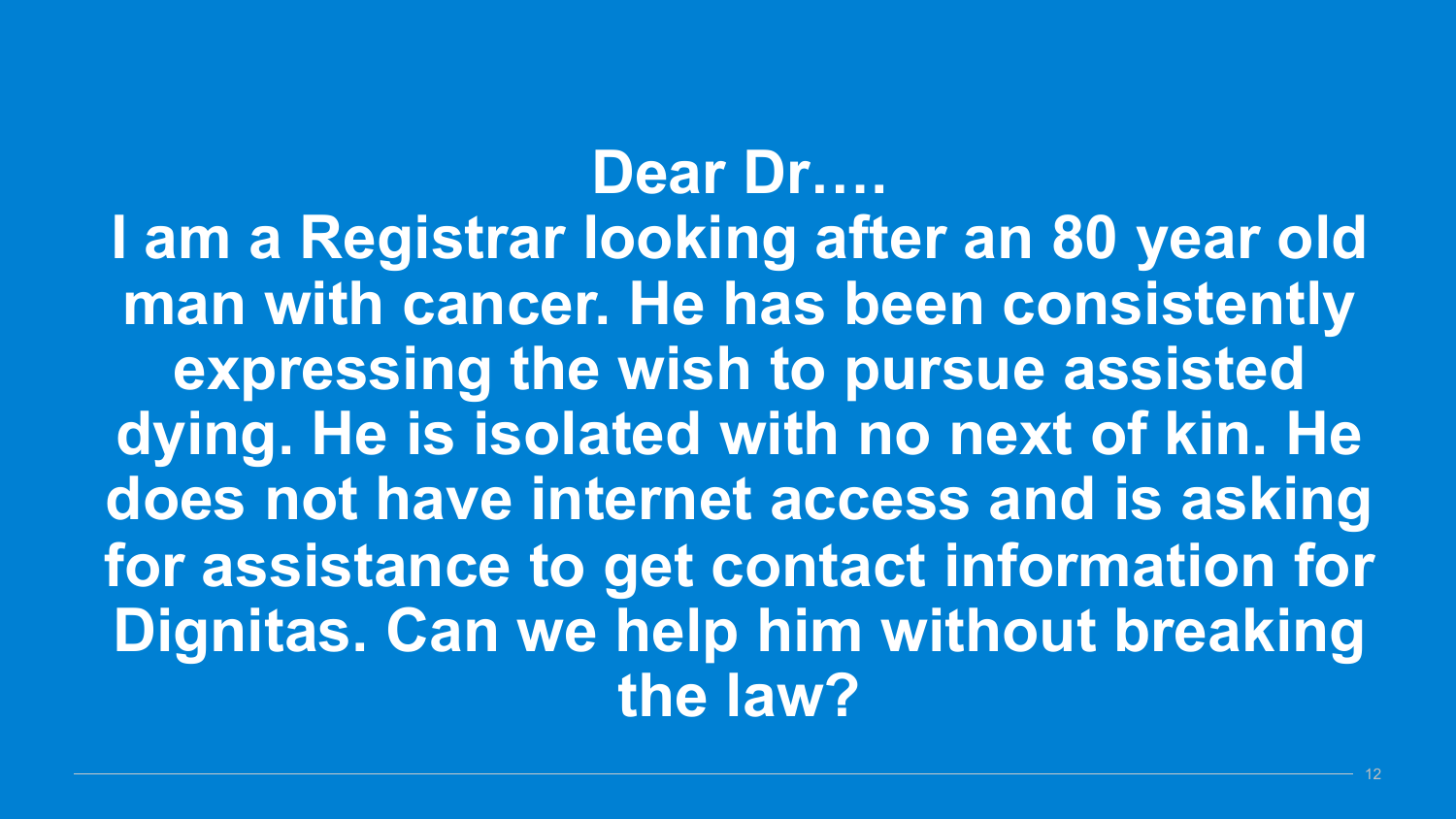**Dear Dr….**

**I am a Registrar looking after an 80 year old man with cancer. He has been consistently expressing the wish to pursue assisted dying. He is isolated with no next of kin. He does not have internet access and is asking for assistance to get contact information for Dignitas. Can we help him without breaking the law?**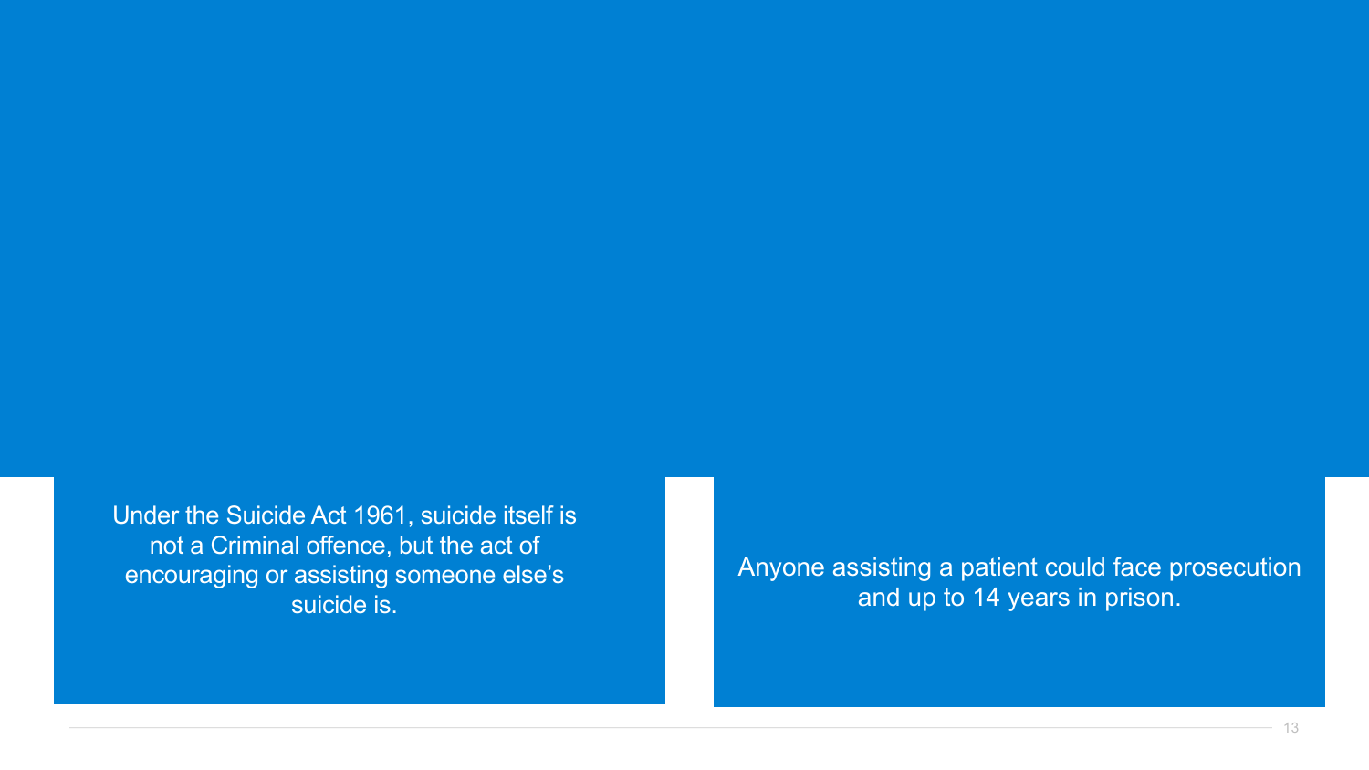Under the Suicide Act 1961, suicide itself is not a Criminal offence, but the act of encouraging or assisting someone else's suicide is.

Anyone assisting a patient could face prosecution and up to 14 years in prison.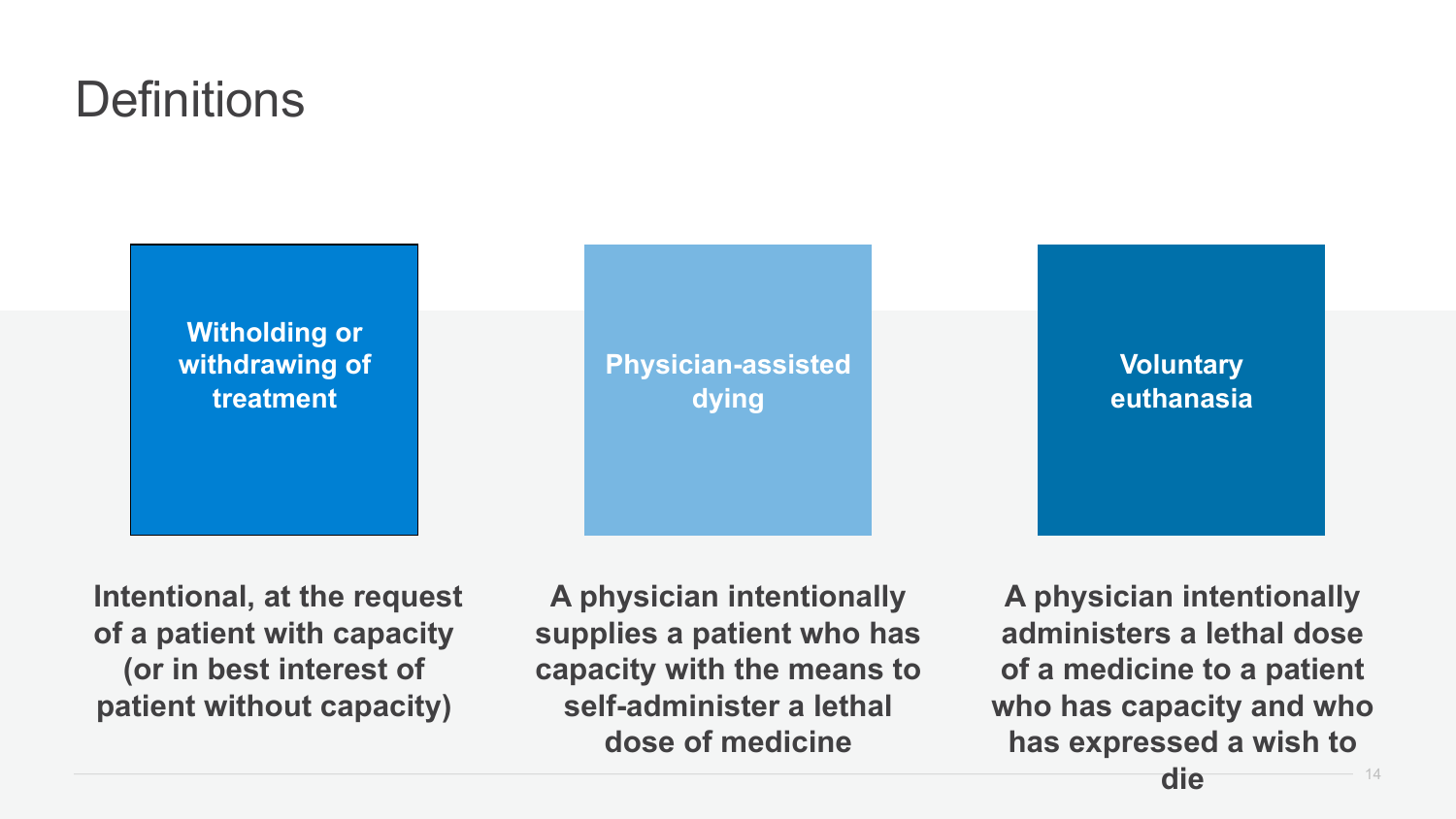# Definitions

### Witholding or withdrawing of treatment

**Intentional, at the request of a patient with capacity (or in best interest of patient without capacity)**

### Physician-assisted dying

**A physician intentionally supplies a patient who has capacity with the means to self-administer a lethal dose of medicine**

### Voluntary euthanasia

**A physician intentionally administers a lethal dose of a medicine to a patient who has capacity and who has expressed a wish to die**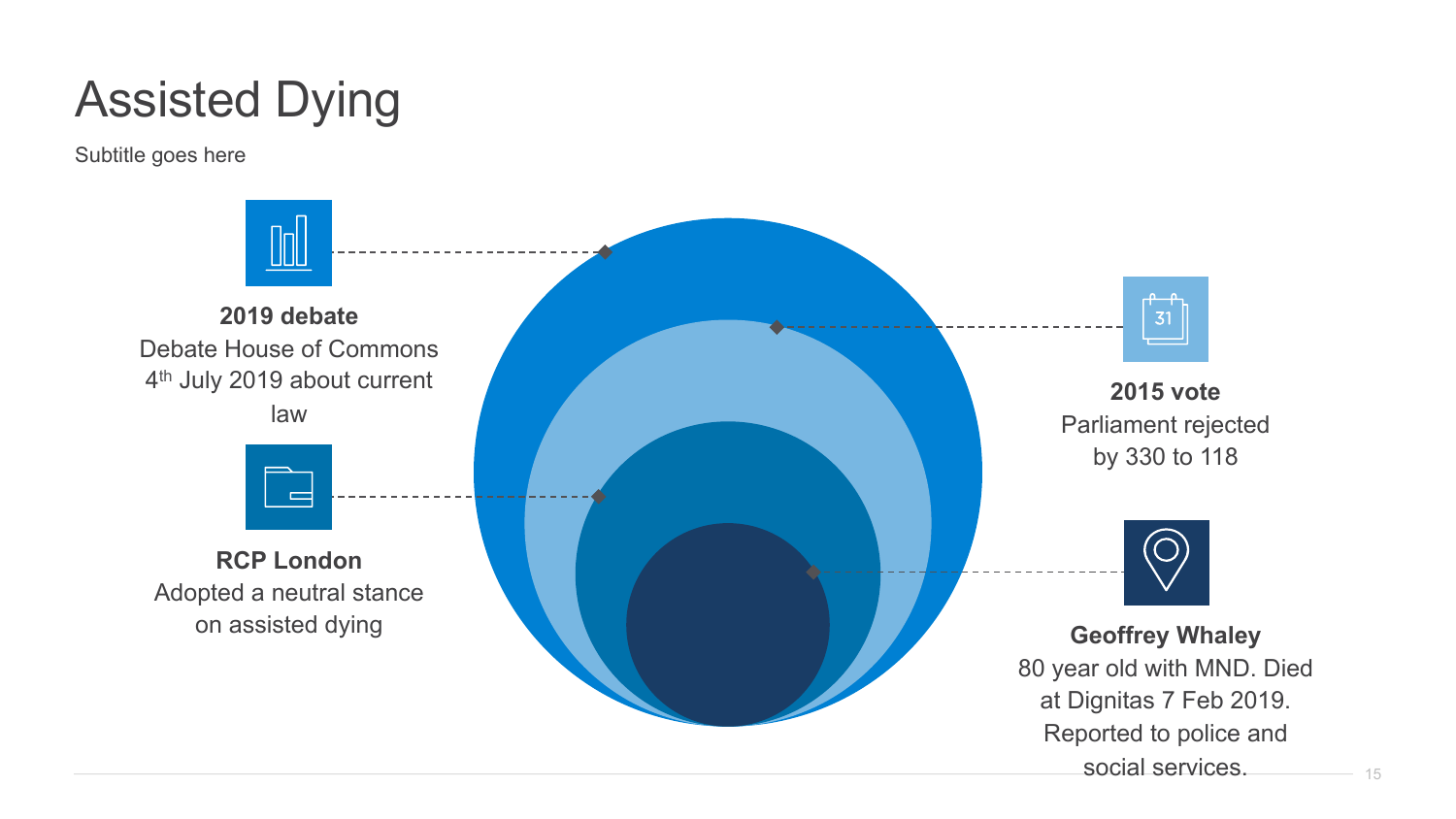# Assisted Dying

Subtitle goes here

**2019 debate**
Debate House of Commons 4th July 2019 about current law

**RCP London**
Adopted a neutral stance on assisted dying

**2015 vote**
Parliament rejected by 330 to 118

**Geoffrey Whaley**
80 year old with MND. Died at Dignitas 7 Feb 2019. Reported to police and social services.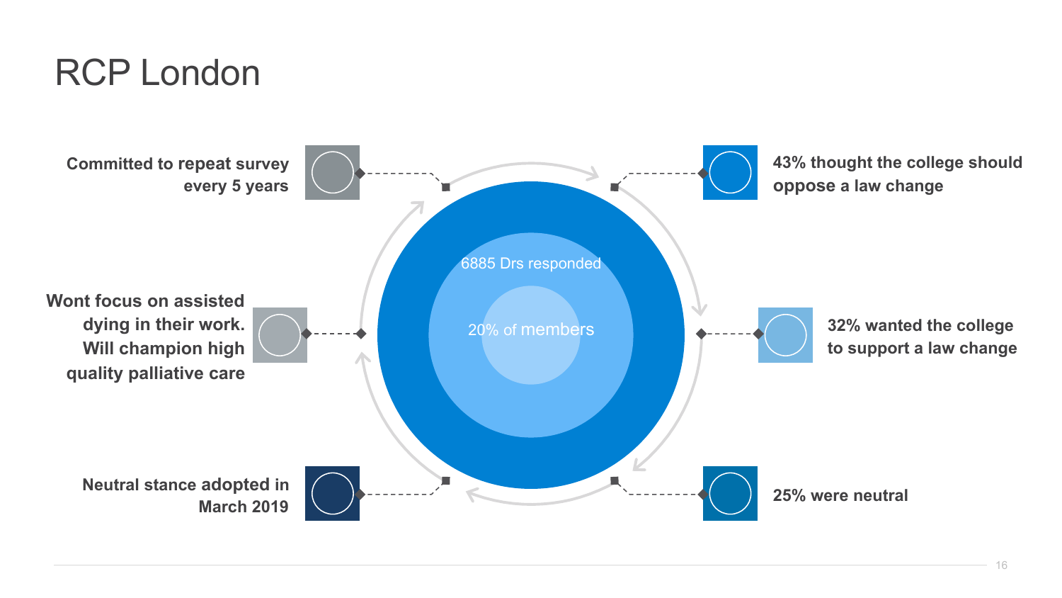# RCP London

6885 Drs responded

20% of members

**43% thought the college should oppose a law change**

**32% wanted the college to support a law change**

**25% were neutral**

**Neutral stance adopted in March 2019**

**Wont focus on assisted dying in their work. Will champion high quality palliative care**

**Committed to repeat survey every 5 years**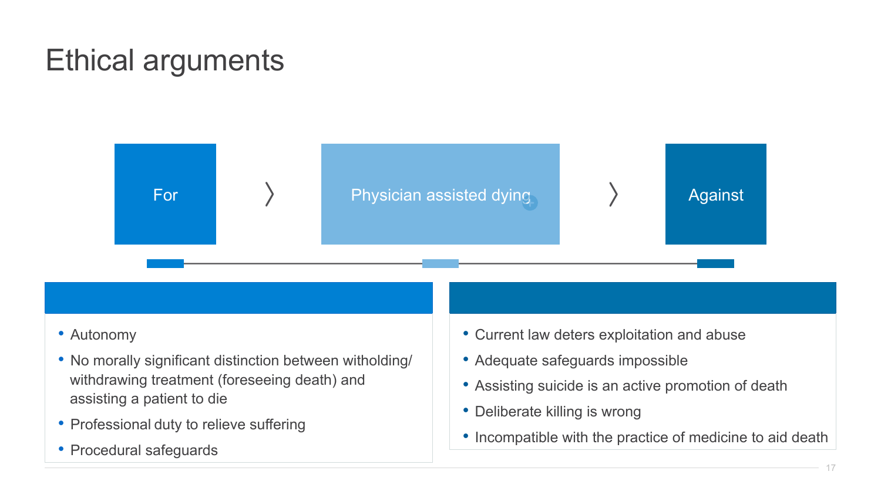# Ethical arguments

For 〉 Physician assisted dying 〉 Against

**For**

- Autonomy
- No morally significant distinction between witholding/ withdrawing treatment (foreseeing death) and assisting a patient to die
- Professional duty to relieve suffering
- Procedural safeguards

**Against**

- Current law deters exploitation and abuse
- Adequate safeguards impossible
- Assisting suicide is an active promotion of death
- Deliberate killing is wrong
- Incompatible with the practice of medicine to aid death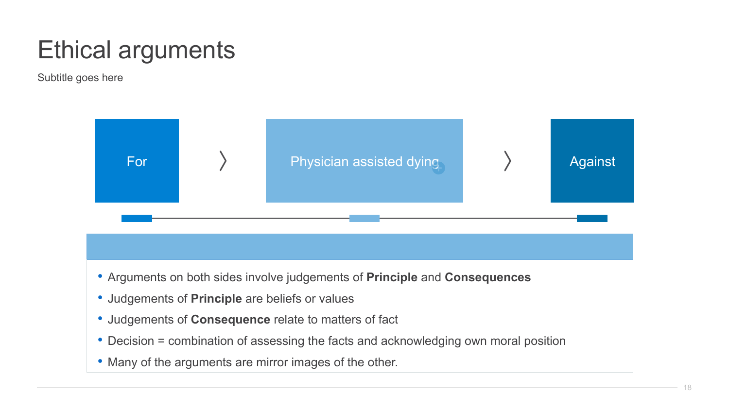# Ethical arguments

Subtitle goes here

For 〉 Physician assisted dying 〉 Against

- Arguments on both sides involve judgements of **Principle** and **Consequences**
- Judgements of **Principle** are beliefs or values
- Judgements of **Consequence** relate to matters of fact
- Decision = combination of assessing the facts and acknowledging own moral position
- Many of the arguments are mirror images of the other.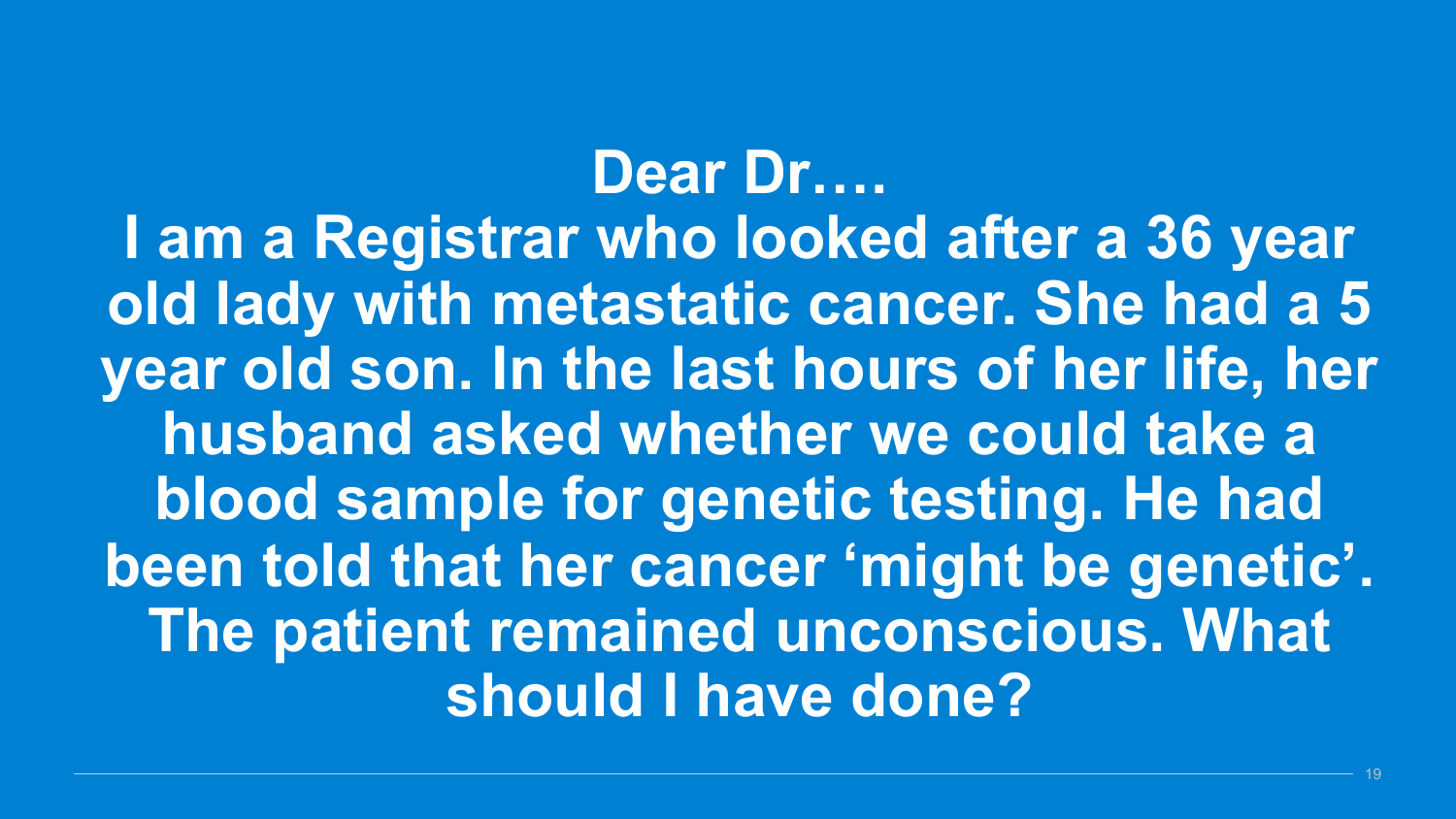**Dear Dr….**

**I am a Registrar who looked after a 36 year old lady with metastatic cancer. She had a 5 year old son. In the last hours of her life, her husband asked whether we could take a blood sample for genetic testing. He had been told that her cancer 'might be genetic'. The patient remained unconscious. What should I have done?**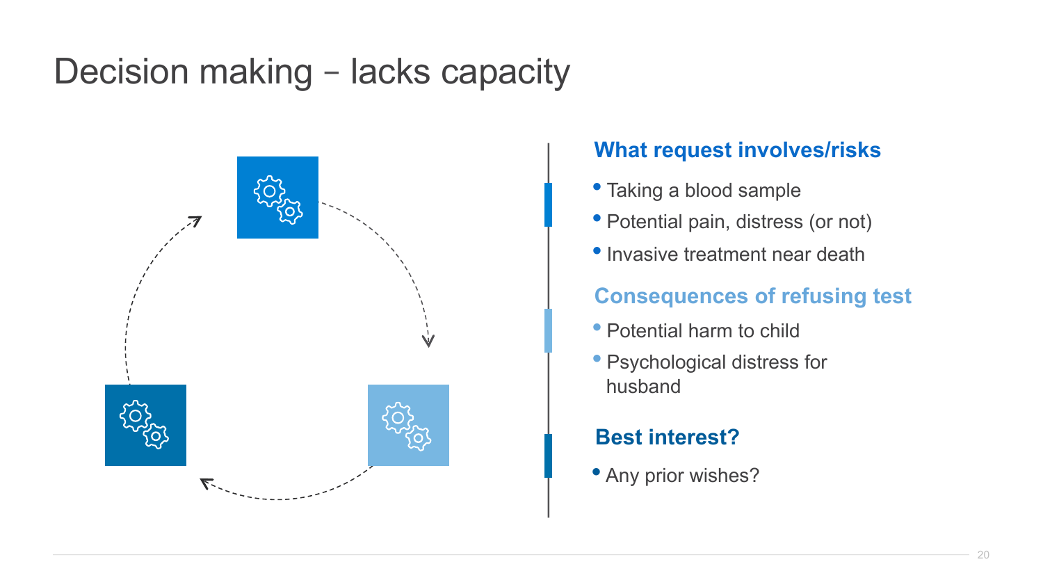# Decision making – lacks capacity

### What request involves/risks

- Taking a blood sample
- Potential pain, distress (or not)
- Invasive treatment near death

### Consequences of refusing test

- Potential harm to child
- Psychological distress for husband

### Best interest?

- Any prior wishes?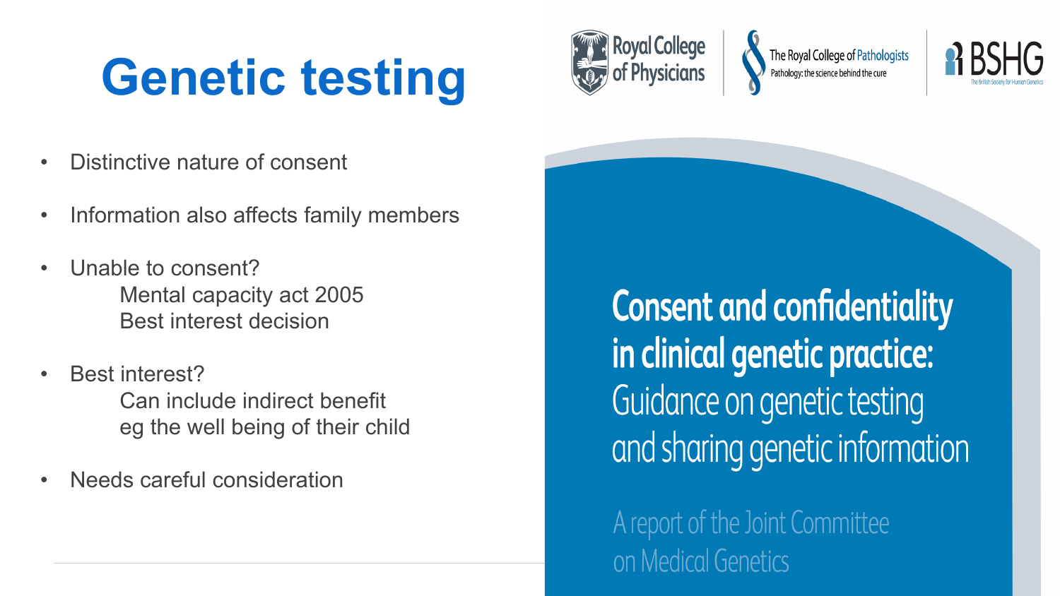# Genetic testing

- Distinctive nature of consent
- Information also affects family members
- Unable to consent?
  - Mental capacity act 2005
  - Best interest decision
- Best interest?
  - Can include indirect benefit
  - eg the well being of their child
- Needs careful consideration

Royal College of Physicians

The Royal College of Pathologists
Pathology: the science behind the cure

BSHG
The British Society for Human Genetics

**Consent and confidentiality in clinical genetic practice:**
Guidance on genetic testing and sharing genetic information

A report of the Joint Committee on Medical Genetics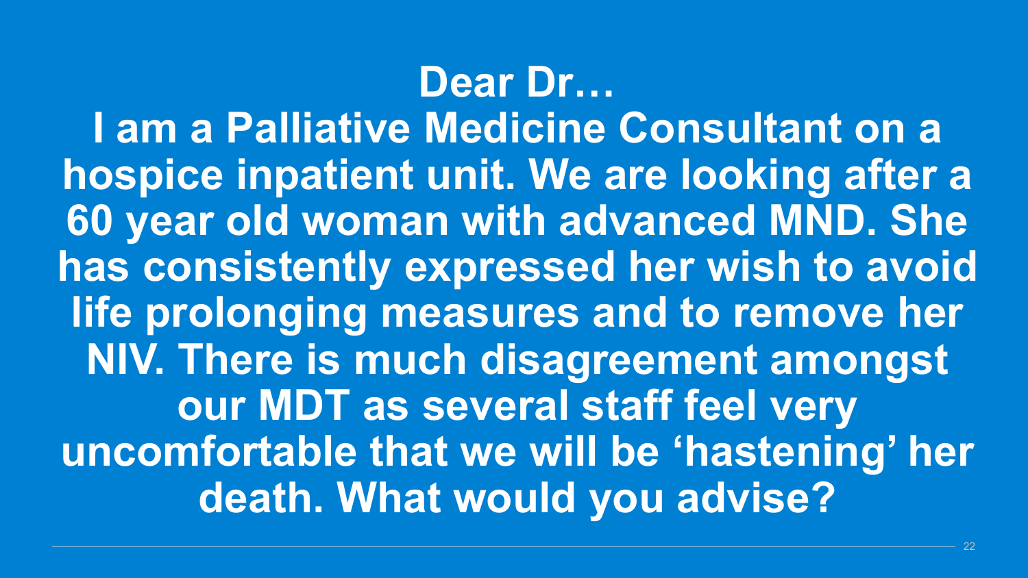**Dear Dr…**

**I am a Palliative Medicine Consultant on a hospice inpatient unit. We are looking after a 60 year old woman with advanced MND. She has consistently expressed her wish to avoid life prolonging measures and to remove her NIV. There is much disagreement amongst our MDT as several staff feel very uncomfortable that we will be 'hastening' her death. What would you advise?**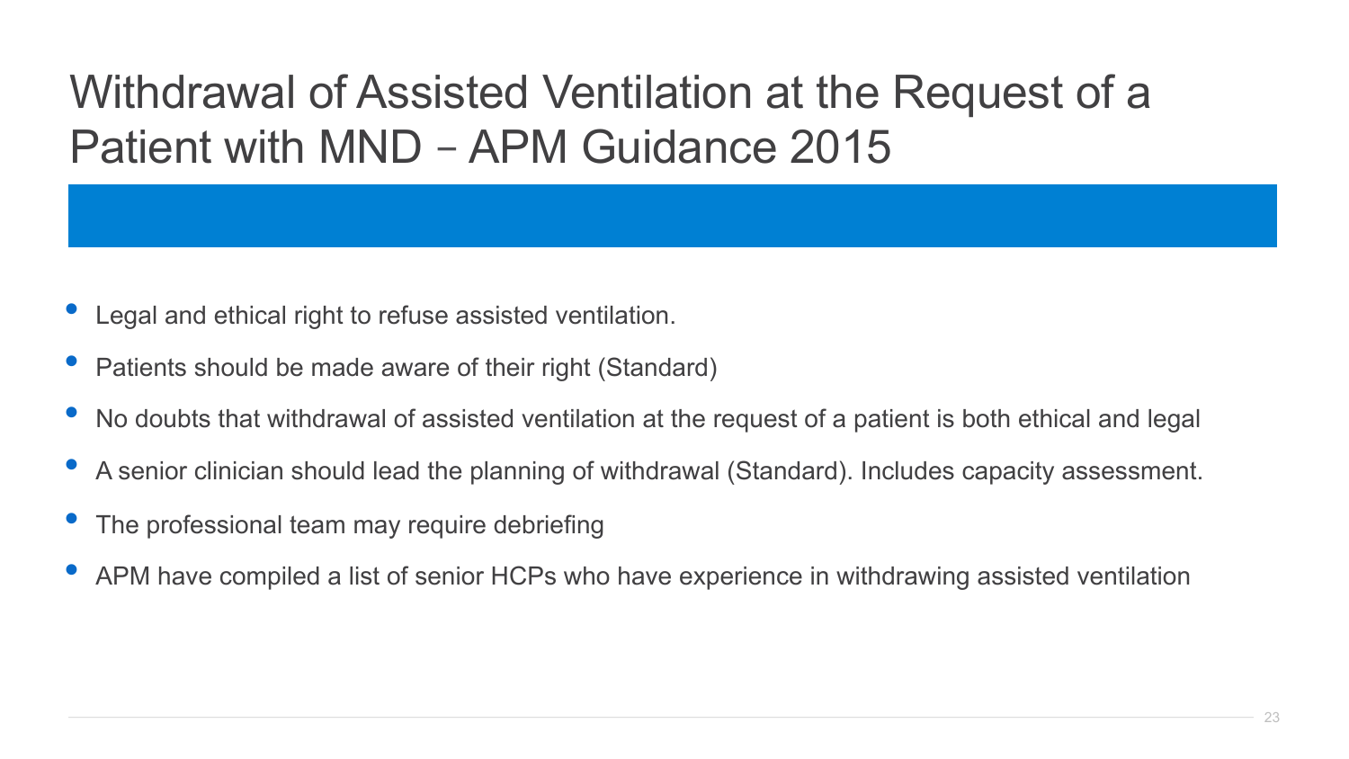# Withdrawal of Assisted Ventilation at the Request of a Patient with MND – APM Guidance 2015

- Legal and ethical right to refuse assisted ventilation.
- Patients should be made aware of their right (Standard)
- No doubts that withdrawal of assisted ventilation at the request of a patient is both ethical and legal
- A senior clinician should lead the planning of withdrawal (Standard). Includes capacity assessment.
- The professional team may require debriefing
- APM have compiled a list of senior HCPs who have experience in withdrawing assisted ventilation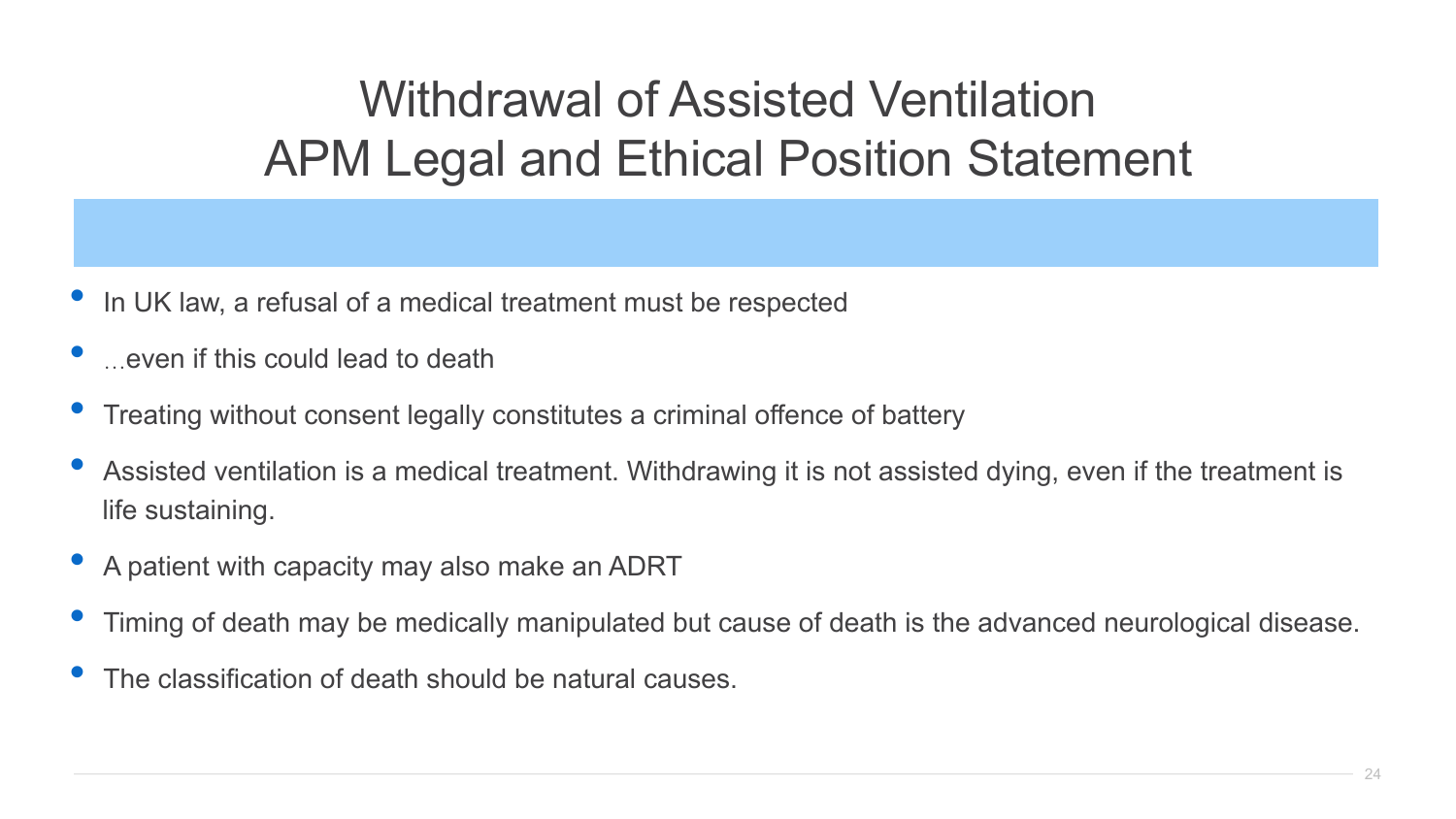# Withdrawal of Assisted Ventilation
# APM Legal and Ethical Position Statement

- In UK law, a refusal of a medical treatment must be respected
- ...even if this could lead to death
- Treating without consent legally constitutes a criminal offence of battery
- Assisted ventilation is a medical treatment. Withdrawing it is not assisted dying, even if the treatment is life sustaining.
- A patient with capacity may also make an ADRT
- Timing of death may be medically manipulated but cause of death is the advanced neurological disease.
- The classification of death should be natural causes.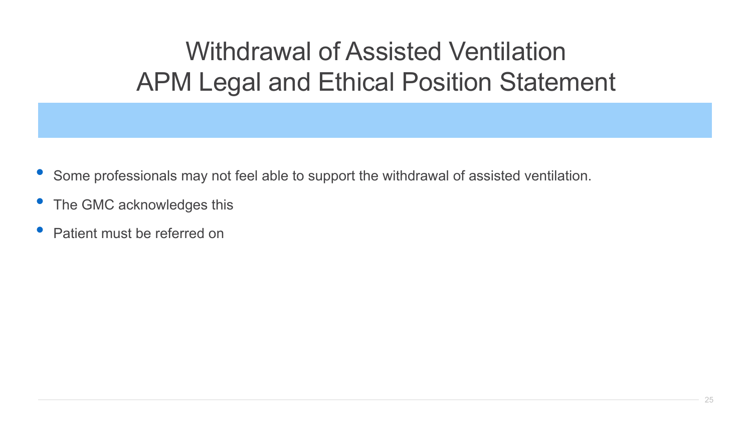# Withdrawal of Assisted Ventilation APM Legal and Ethical Position Statement

- Some professionals may not feel able to support the withdrawal of assisted ventilation.
- The GMC acknowledges this
- Patient must be referred on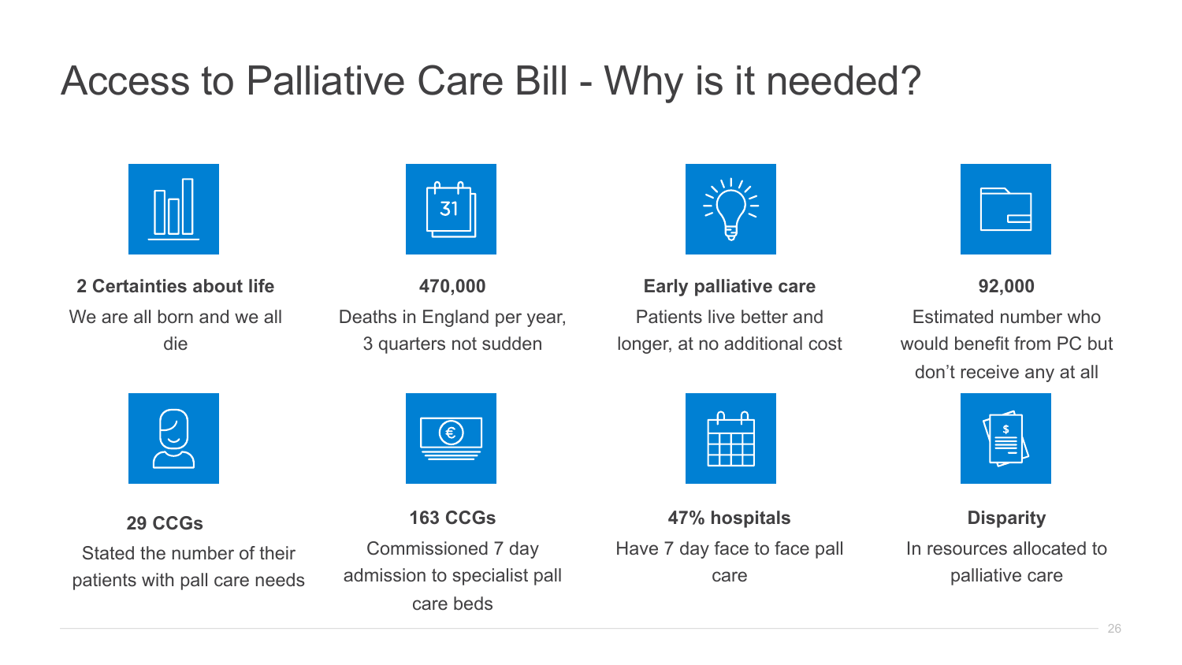# Access to Palliative Care Bill - Why is it needed?

**2 Certainties about life**

We are all born and we all die

**470,000**

Deaths in England per year, 3 quarters not sudden

**Early palliative care**

Patients live better and longer, at no additional cost

**92,000**

Estimated number who would benefit from PC but don't receive any at all

**29 CCGs**

Stated the number of their patients with pall care needs

**163 CCGs**

Commissioned 7 day admission to specialist pall care beds

**47% hospitals**

Have 7 day face to face pall care

**Disparity**

In resources allocated to palliative care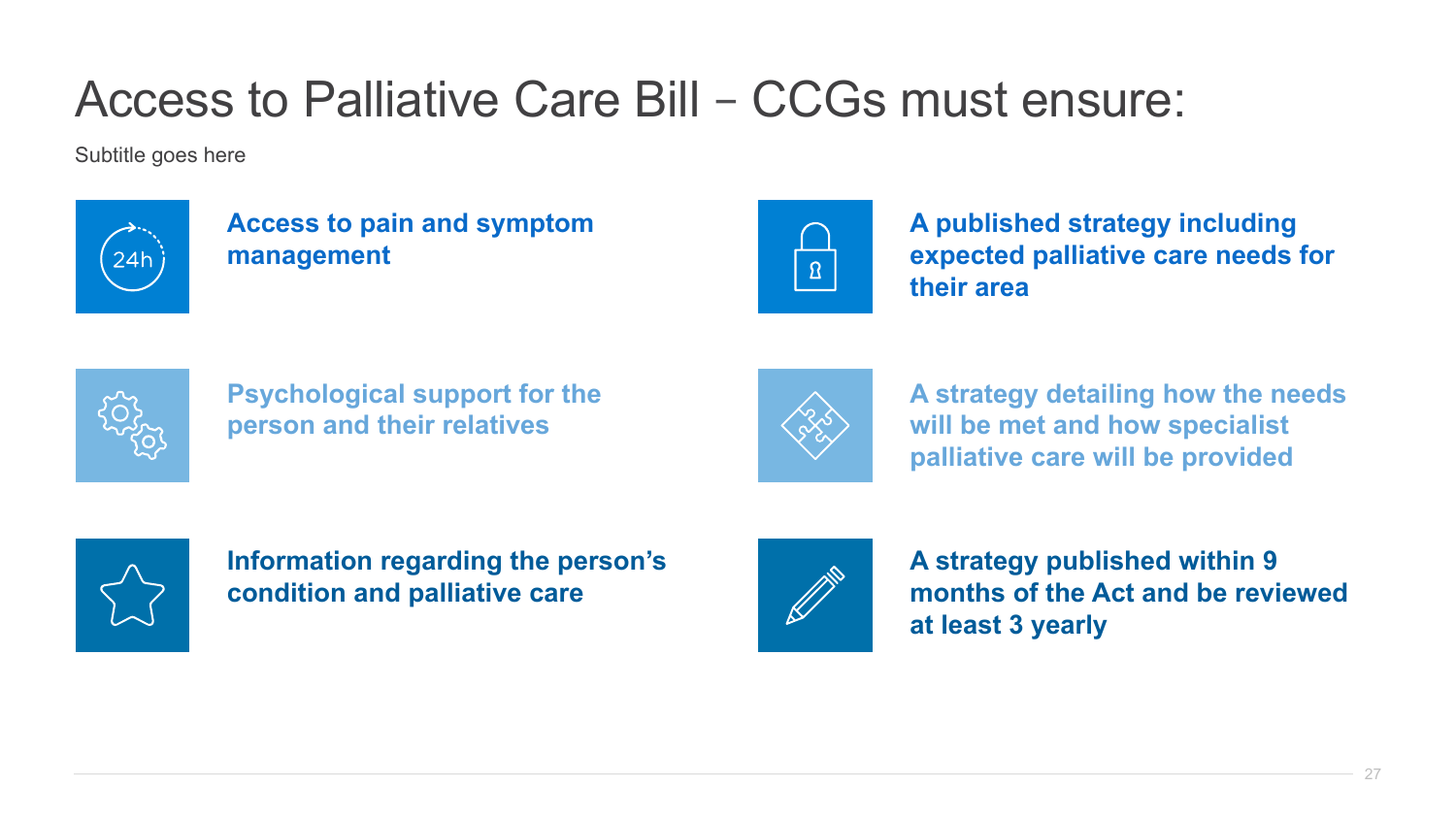# Access to Palliative Care Bill – CCGs must ensure:

Subtitle goes here

**Access to pain and symptom management**

**A published strategy including expected palliative care needs for their area**

**Psychological support for the person and their relatives**

**A strategy detailing how the needs will be met and how specialist palliative care will be provided**

**Information regarding the person's condition and palliative care**

**A strategy published within 9 months of the Act and be reviewed at least 3 yearly**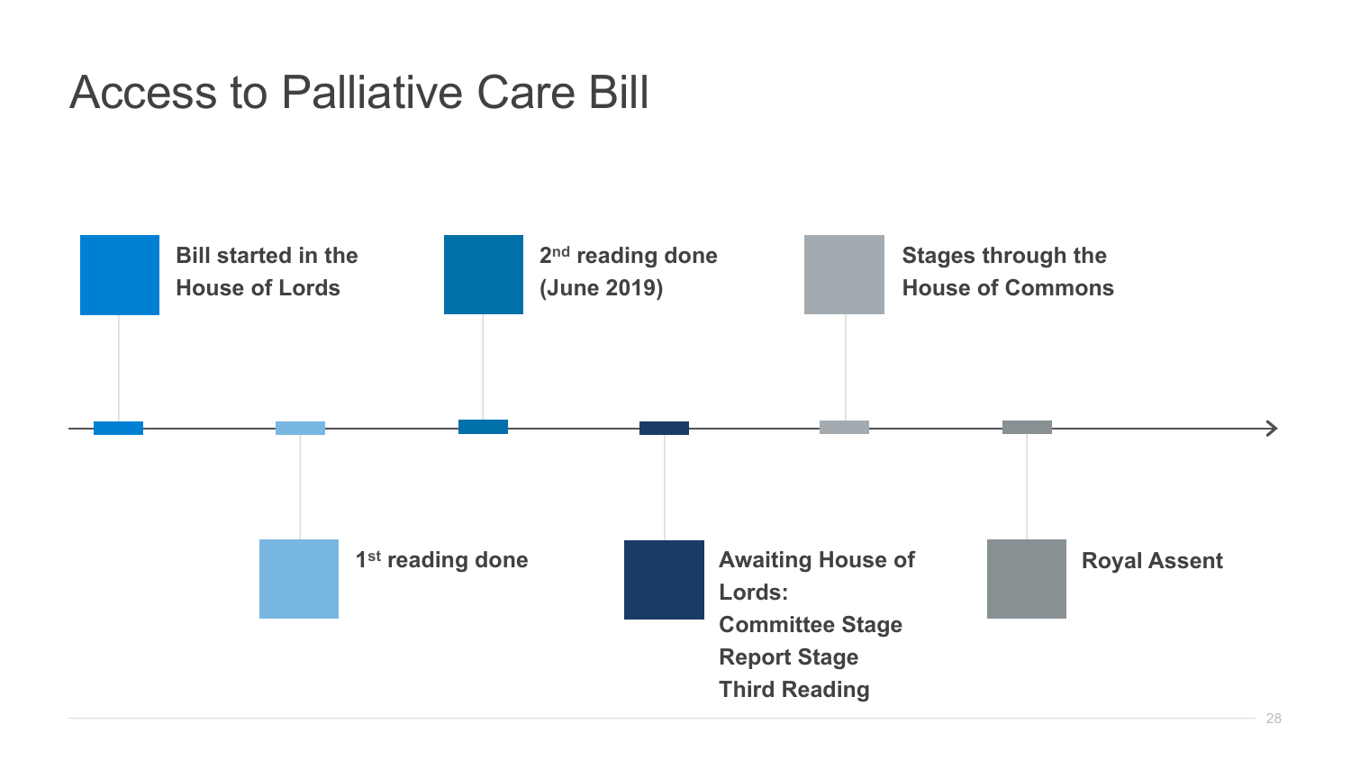# Access to Palliative Care Bill

- **Bill started in the House of Lords**
- **1st reading done**
- **2nd reading done (June 2019)**
- **Awaiting House of Lords:**
  - **Committee Stage**
  - **Report Stage**
  - **Third Reading**
- **Stages through the House of Commons**
- **Royal Assent**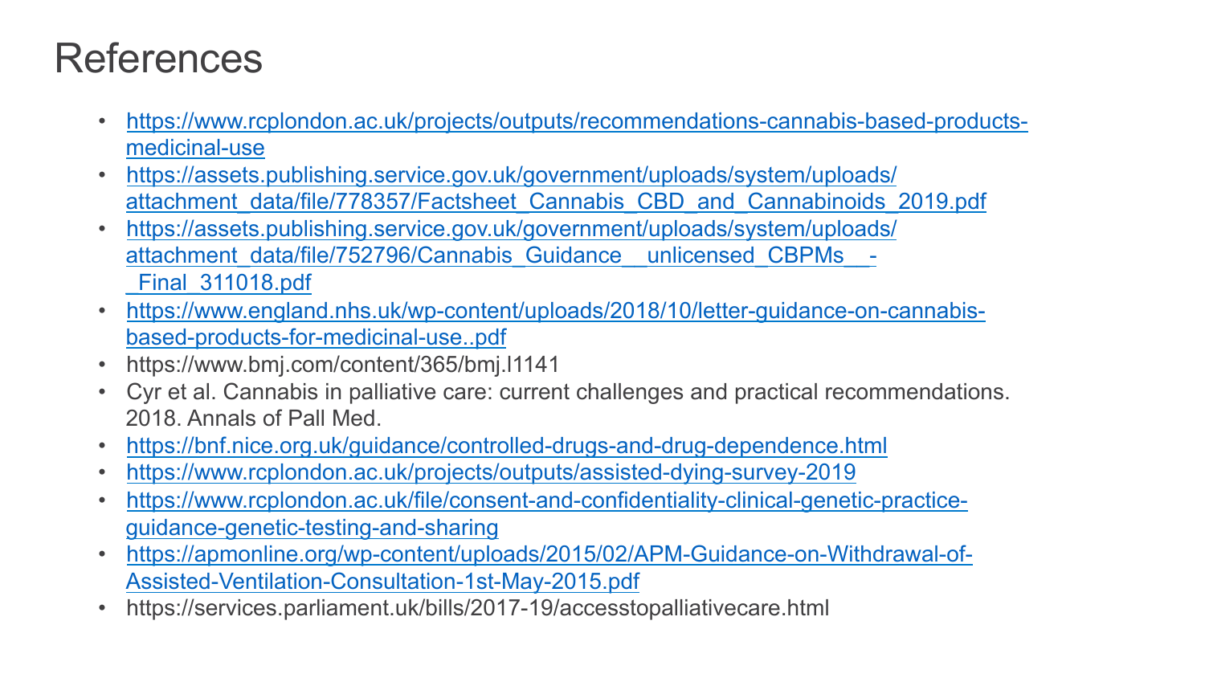# References

- https://www.rcplondon.ac.uk/projects/outputs/recommendations-cannabis-based-products-medicinal-use
- https://assets.publishing.service.gov.uk/government/uploads/system/uploads/attachment_data/file/778357/Factsheet_Cannabis_CBD_and_Cannabinoids_2019.pdf
- https://assets.publishing.service.gov.uk/government/uploads/system/uploads/attachment_data/file/752796/Cannabis_Guidance__unlicensed_CBPMs__-_Final_311018.pdf
- https://www.england.nhs.uk/wp-content/uploads/2018/10/letter-guidance-on-cannabis-based-products-for-medicinal-use..pdf
- https://www.bmj.com/content/365/bmj.l1141
- Cyr et al. Cannabis in palliative care: current challenges and practical recommendations. 2018. Annals of Pall Med.
- https://bnf.nice.org.uk/guidance/controlled-drugs-and-drug-dependence.html
- https://www.rcplondon.ac.uk/projects/outputs/assisted-dying-survey-2019
- https://www.rcplondon.ac.uk/file/consent-and-confidentiality-clinical-genetic-practice-guidance-genetic-testing-and-sharing
- https://apmonline.org/wp-content/uploads/2015/02/APM-Guidance-on-Withdrawal-of-Assisted-Ventilation-Consultation-1st-May-2015.pdf
- https://services.parliament.uk/bills/2017-19/accesstopalliativecare.html